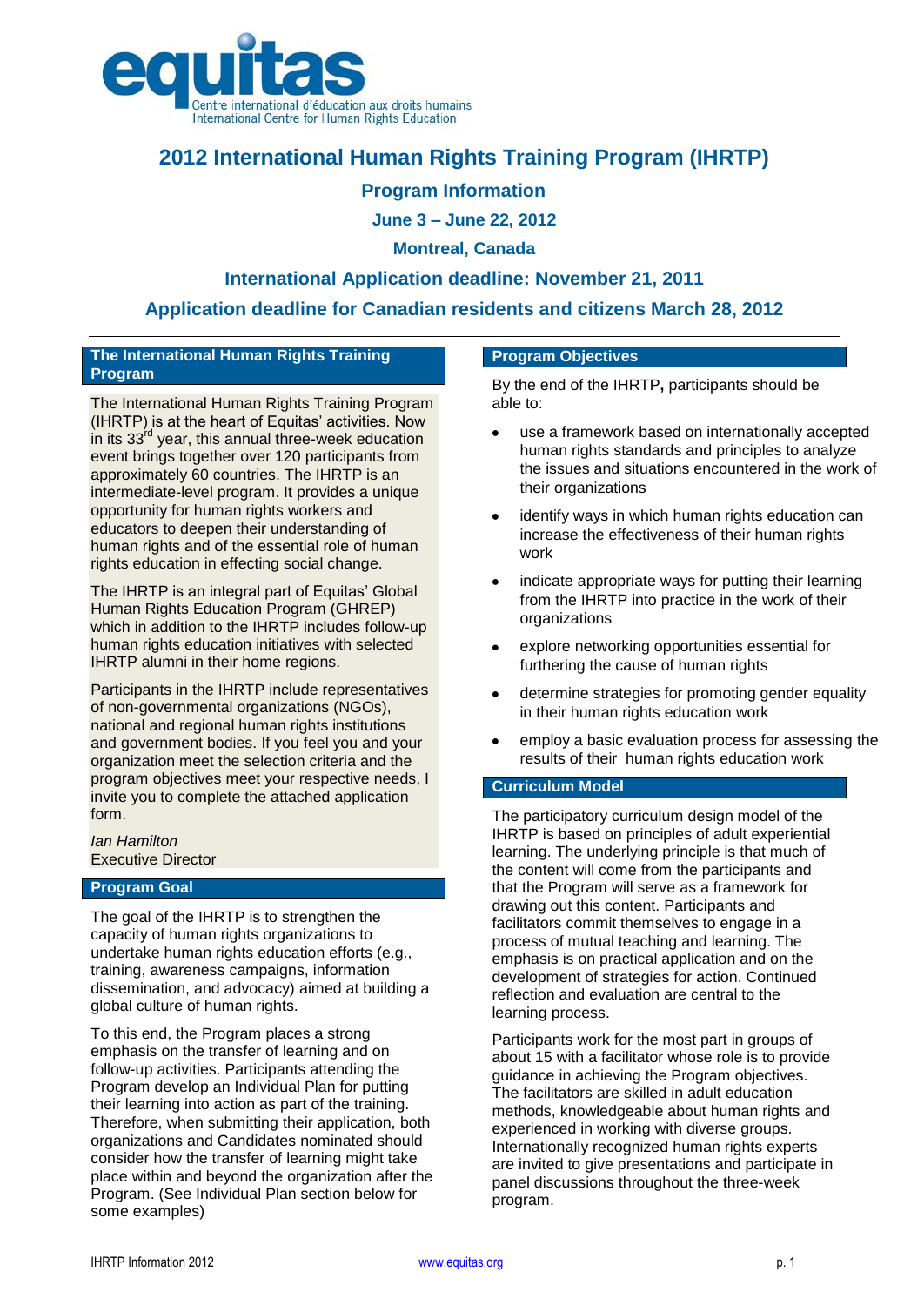equitas

Centre international d'éducation aux droits humains
International Centre for Human Rights Education

# 2012 International Human Rights Training Program (IHRTP)

## Program Information

**June 3 – June 22, 2012**

**Montreal, Canada**

**International Application deadline: November 21, 2011**

**Application deadline for Canadian residents and citizens March 28, 2012**

---

### The International Human Rights Training Program

The International Human Rights Training Program (IHRTP) is at the heart of Equitas' activities. Now in its 33rd year, this annual three-week education event brings together over 120 participants from approximately 60 countries. The IHRTP is an intermediate-level program. It provides a unique opportunity for human rights workers and educators to deepen their understanding of human rights and of the essential role of human rights education in effecting social change.

The IHRTP is an integral part of Equitas' Global Human Rights Education Program (GHREP) which in addition to the IHRTP includes follow-up human rights education initiatives with selected IHRTP alumni in their home regions.

Participants in the IHRTP include representatives of non-governmental organizations (NGOs), national and regional human rights institutions and government bodies. If you feel you and your organization meet the selection criteria and the program objectives meet your respective needs, I invite you to complete the attached application form.

*Ian Hamilton*
Executive Director

### Program Goal

The goal of the IHRTP is to strengthen the capacity of human rights organizations to undertake human rights education efforts (e.g., training, awareness campaigns, information dissemination, and advocacy) aimed at building a global culture of human rights.

To this end, the Program places a strong emphasis on the transfer of learning and on follow-up activities. Participants attending the Program develop an Individual Plan for putting their learning into action as part of the training. Therefore, when submitting their application, both organizations and Candidates nominated should consider how the transfer of learning might take place within and beyond the organization after the Program. (See Individual Plan section below for some examples)

### Program Objectives

By the end of the IHRTP**,** participants should be able to:

- use a framework based on internationally accepted human rights standards and principles to analyze the issues and situations encountered in the work of their organizations
- identify ways in which human rights education can increase the effectiveness of their human rights work
- indicate appropriate ways for putting their learning from the IHRTP into practice in the work of their organizations
- explore networking opportunities essential for furthering the cause of human rights
- determine strategies for promoting gender equality in their human rights education work
- employ a basic evaluation process for assessing the results of their human rights education work

### Curriculum Model

The participatory curriculum design model of the IHRTP is based on principles of adult experiential learning. The underlying principle is that much of the content will come from the participants and that the Program will serve as a framework for drawing out this content. Participants and facilitators commit themselves to engage in a process of mutual teaching and learning. The emphasis is on practical application and on the development of strategies for action. Continued reflection and evaluation are central to the learning process.

Participants work for the most part in groups of about 15 with a facilitator whose role is to provide guidance in achieving the Program objectives. The facilitators are skilled in adult education methods, knowledgeable about human rights and experienced in working with diverse groups. Internationally recognized human rights experts are invited to give presentations and participate in panel discussions throughout the three-week program.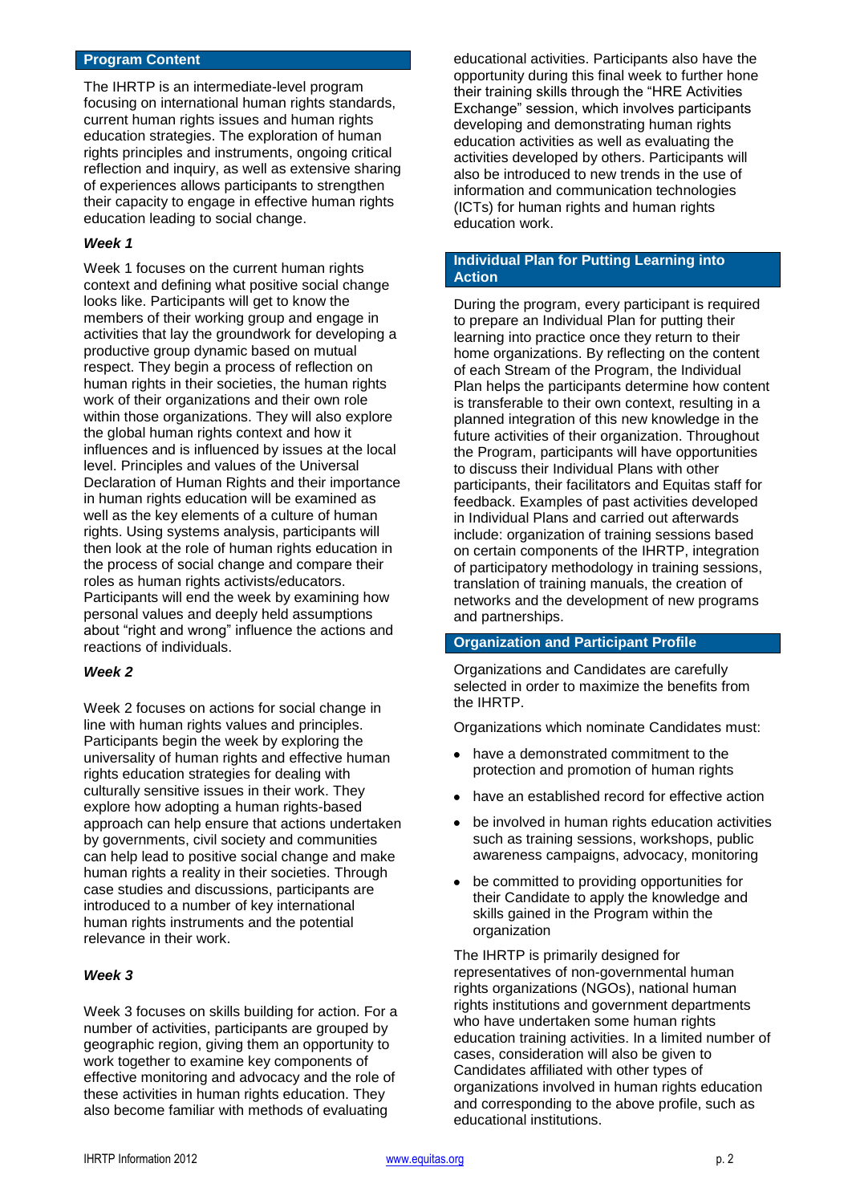## Program Content

The IHRTP is an intermediate-level program focusing on international human rights standards, current human rights issues and human rights education strategies. The exploration of human rights principles and instruments, ongoing critical reflection and inquiry, as well as extensive sharing of experiences allows participants to strengthen their capacity to engage in effective human rights education leading to social change.

### *Week 1*

Week 1 focuses on the current human rights context and defining what positive social change looks like. Participants will get to know the members of their working group and engage in activities that lay the groundwork for developing a productive group dynamic based on mutual respect. They begin a process of reflection on human rights in their societies, the human rights work of their organizations and their own role within those organizations. They will also explore the global human rights context and how it influences and is influenced by issues at the local level. Principles and values of the Universal Declaration of Human Rights and their importance in human rights education will be examined as well as the key elements of a culture of human rights. Using systems analysis, participants will then look at the role of human rights education in the process of social change and compare their roles as human rights activists/educators. Participants will end the week by examining how personal values and deeply held assumptions about "right and wrong" influence the actions and reactions of individuals.

### *Week 2*

Week 2 focuses on actions for social change in line with human rights values and principles. Participants begin the week by exploring the universality of human rights and effective human rights education strategies for dealing with culturally sensitive issues in their work. They explore how adopting a human rights-based approach can help ensure that actions undertaken by governments, civil society and communities can help lead to positive social change and make human rights a reality in their societies. Through case studies and discussions, participants are introduced to a number of key international human rights instruments and the potential relevance in their work.

### *Week 3*

Week 3 focuses on skills building for action. For a number of activities, participants are grouped by geographic region, giving them an opportunity to work together to examine key components of effective monitoring and advocacy and the role of these activities in human rights education. They also become familiar with methods of evaluating educational activities. Participants also have the opportunity during this final week to further hone their training skills through the "HRE Activities Exchange" session, which involves participants developing and demonstrating human rights education activities as well as evaluating the activities developed by others. Participants will also be introduced to new trends in the use of information and communication technologies (ICTs) for human rights and human rights education work.

## Individual Plan for Putting Learning into Action

During the program, every participant is required to prepare an Individual Plan for putting their learning into practice once they return to their home organizations. By reflecting on the content of each Stream of the Program, the Individual Plan helps the participants determine how content is transferable to their own context, resulting in a planned integration of this new knowledge in the future activities of their organization. Throughout the Program, participants will have opportunities to discuss their Individual Plans with other participants, their facilitators and Equitas staff for feedback. Examples of past activities developed in Individual Plans and carried out afterwards include: organization of training sessions based on certain components of the IHRTP, integration of participatory methodology in training sessions, translation of training manuals, the creation of networks and the development of new programs and partnerships.

## Organization and Participant Profile

Organizations and Candidates are carefully selected in order to maximize the benefits from the IHRTP.

Organizations which nominate Candidates must:

- have a demonstrated commitment to the protection and promotion of human rights
- have an established record for effective action
- be involved in human rights education activities such as training sessions, workshops, public awareness campaigns, advocacy, monitoring
- be committed to providing opportunities for their Candidate to apply the knowledge and skills gained in the Program within the organization

The IHRTP is primarily designed for representatives of non-governmental human rights organizations (NGOs), national human rights institutions and government departments who have undertaken some human rights education training activities. In a limited number of cases, consideration will also be given to Candidates affiliated with other types of organizations involved in human rights education and corresponding to the above profile, such as educational institutions.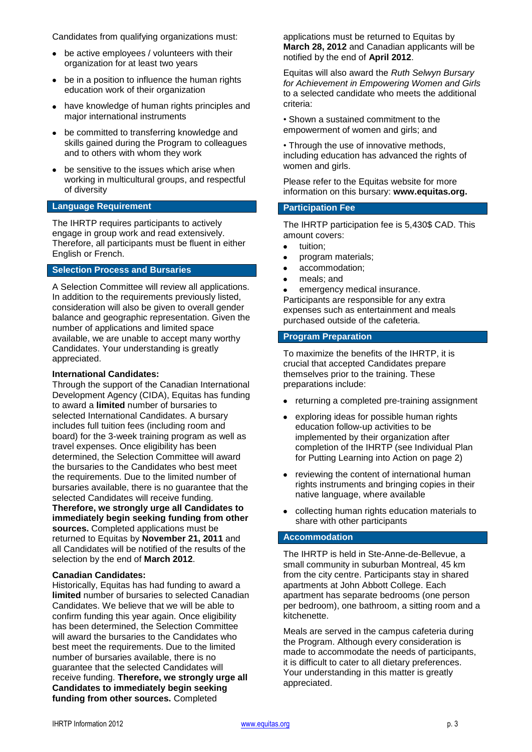Candidates from qualifying organizations must:

- be active employees / volunteers with their organization for at least two years
- be in a position to influence the human rights education work of their organization
- have knowledge of human rights principles and major international instruments
- be committed to transferring knowledge and skills gained during the Program to colleagues and to others with whom they work
- be sensitive to the issues which arise when working in multicultural groups, and respectful of diversity

## Language Requirement

The IHRTP requires participants to actively engage in group work and read extensively. Therefore, all participants must be fluent in either English or French.

## Selection Process and Bursaries

A Selection Committee will review all applications. In addition to the requirements previously listed, consideration will also be given to overall gender balance and geographic representation. Given the number of applications and limited space available, we are unable to accept many worthy Candidates. Your understanding is greatly appreciated.

**International Candidates:**
Through the support of the Canadian International Development Agency (CIDA), Equitas has funding to award a **limited** number of bursaries to selected International Candidates. A bursary includes full tuition fees (including room and board) for the 3-week training program as well as travel expenses. Once eligibility has been determined, the Selection Committee will award the bursaries to the Candidates who best meet the requirements. Due to the limited number of bursaries available, there is no guarantee that the selected Candidates will receive funding. **Therefore, we strongly urge all Candidates to immediately begin seeking funding from other sources.** Completed applications must be returned to Equitas by **November 21, 2011** and all Candidates will be notified of the results of the selection by the end of **March 2012**.

**Canadian Candidates:**
Historically, Equitas has had funding to award a **limited** number of bursaries to selected Canadian Candidates. We believe that we will be able to confirm funding this year again. Once eligibility has been determined, the Selection Committee will award the bursaries to the Candidates who best meet the requirements. Due to the limited number of bursaries available, there is no guarantee that the selected Candidates will receive funding. **Therefore, we strongly urge all Candidates to immediately begin seeking funding from other sources.** Completed applications must be returned to Equitas by **March 28, 2012** and Canadian applicants will be notified by the end of **April 2012**.

Equitas will also award the *Ruth Selwyn Bursary for Achievement in Empowering Women and Girls* to a selected candidate who meets the additional criteria:

• Shown a sustained commitment to the empowerment of women and girls; and

• Through the use of innovative methods, including education has advanced the rights of women and girls.

Please refer to the Equitas website for more information on this bursary: **www.equitas.org.**

## Participation Fee

The IHRTP participation fee is 5,430$ CAD. This amount covers:

- tuition;
- program materials;
- accommodation;
- meals; and
- emergency medical insurance.

Participants are responsible for any extra expenses such as entertainment and meals purchased outside of the cafeteria.

## Program Preparation

To maximize the benefits of the IHRTP, it is crucial that accepted Candidates prepare themselves prior to the training. These preparations include:

- returning a completed pre-training assignment
- exploring ideas for possible human rights education follow-up activities to be implemented by their organization after completion of the IHRTP (see Individual Plan for Putting Learning into Action on page 2)
- reviewing the content of international human rights instruments and bringing copies in their native language, where available
- collecting human rights education materials to share with other participants

## Accommodation

The IHRTP is held in Ste-Anne-de-Bellevue, a small community in suburban Montreal, 45 km from the city centre. Participants stay in shared apartments at John Abbott College. Each apartment has separate bedrooms (one person per bedroom), one bathroom, a sitting room and a kitchenette.

Meals are served in the campus cafeteria during the Program. Although every consideration is made to accommodate the needs of participants, it is difficult to cater to all dietary preferences. Your understanding in this matter is greatly appreciated.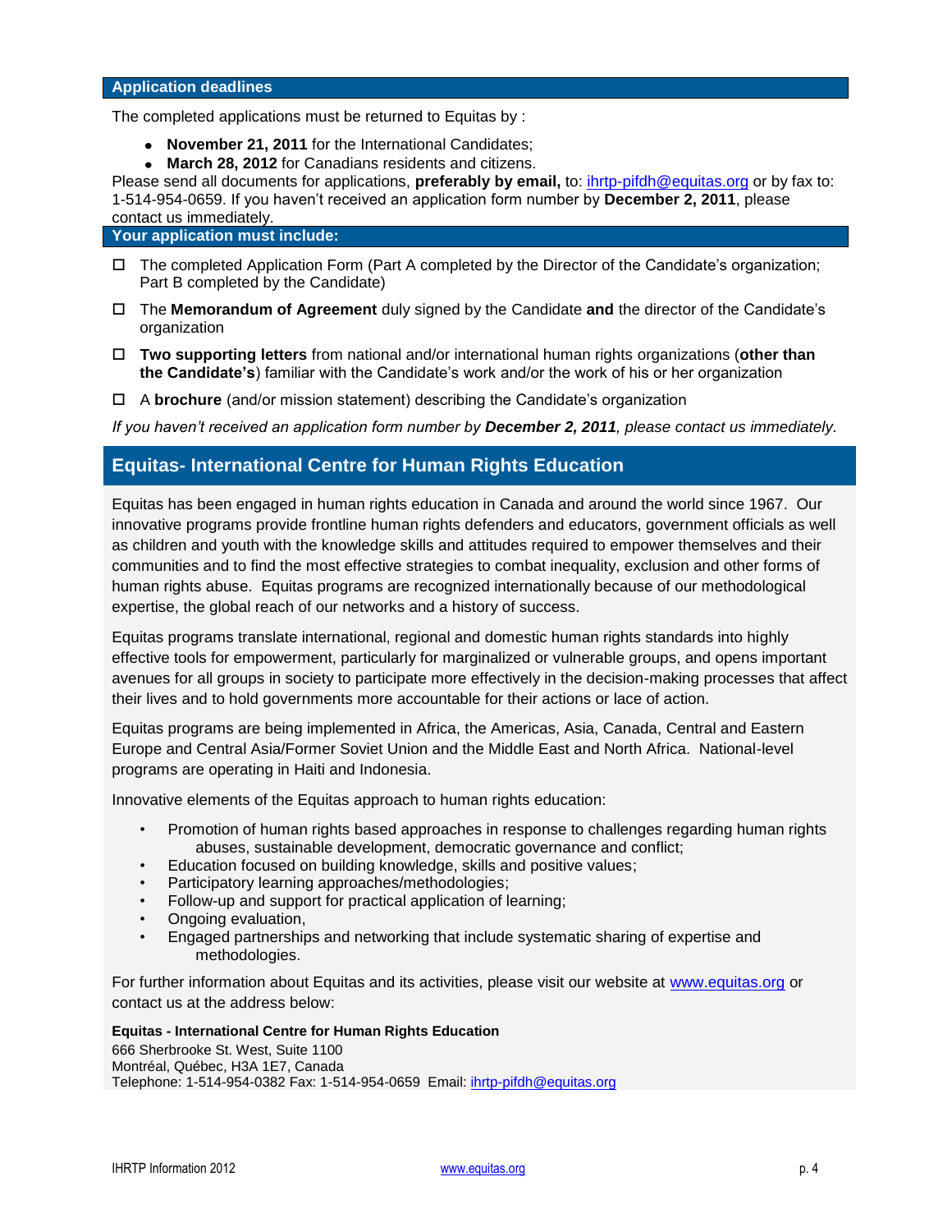## Application deadlines

The completed applications must be returned to Equitas by :

- **November 21, 2011** for the International Candidates;
- **March 28, 2012** for Canadians residents and citizens.

Please send all documents for applications, **preferably by email,** to: ihrtp-pifdh@equitas.org or by fax to: 1-514-954-0659. If you haven't received an application form number by **December 2, 2011**, please contact us immediately.

## Your application must include:

- [ ] The completed Application Form (Part A completed by the Director of the Candidate's organization; Part B completed by the Candidate)
- [ ] The **Memorandum of Agreement** duly signed by the Candidate **and** the director of the Candidate's organization
- [ ] **Two supporting letters** from national and/or international human rights organizations (**other than the Candidate's**) familiar with the Candidate's work and/or the work of his or her organization
- [ ] A **brochure** (and/or mission statement) describing the Candidate's organization

*If you haven't received an application form number by **December 2, 2011**, please contact us immediately.*

## Equitas- International Centre for Human Rights Education

Equitas has been engaged in human rights education in Canada and around the world since 1967. Our innovative programs provide frontline human rights defenders and educators, government officials as well as children and youth with the knowledge skills and attitudes required to empower themselves and their communities and to find the most effective strategies to combat inequality, exclusion and other forms of human rights abuse. Equitas programs are recognized internationally because of our methodological expertise, the global reach of our networks and a history of success.

Equitas programs translate international, regional and domestic human rights standards into highly effective tools for empowerment, particularly for marginalized or vulnerable groups, and opens important avenues for all groups in society to participate more effectively in the decision-making processes that affect their lives and to hold governments more accountable for their actions or lace of action.

Equitas programs are being implemented in Africa, the Americas, Asia, Canada, Central and Eastern Europe and Central Asia/Former Soviet Union and the Middle East and North Africa. National-level programs are operating in Haiti and Indonesia.

Innovative elements of the Equitas approach to human rights education:

- Promotion of human rights based approaches in response to challenges regarding human rights abuses, sustainable development, democratic governance and conflict;
- Education focused on building knowledge, skills and positive values;
- Participatory learning approaches/methodologies;
- Follow-up and support for practical application of learning;
- Ongoing evaluation,
- Engaged partnerships and networking that include systematic sharing of expertise and methodologies.

For further information about Equitas and its activities, please visit our website at www.equitas.org or contact us at the address below:

**Equitas - International Centre for Human Rights Education**
666 Sherbrooke St. West, Suite 1100
Montréal, Québec, H3A 1E7, Canada
Telephone: 1-514-954-0382 Fax: 1-514-954-0659 Email: ihrtp-pifdh@equitas.org